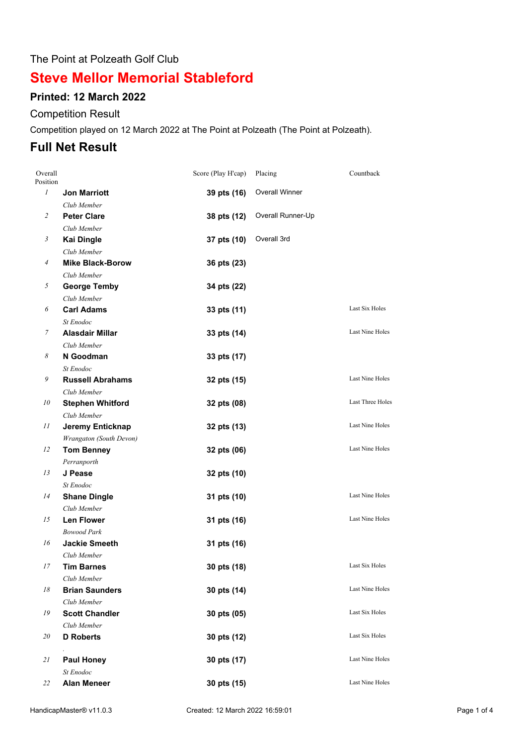The Point at Polzeath Golf Club

# Steve Mellor Memorial Stableford

### Printed: 12 March 2022

Competition Result

Competition played on 12 March 2022 at The Point at Polzeath (The Point at Polzeath).

## Full Net Result

| Overall Position | | Score (Play H'cap) | Placing | Countback |
|---|---|---|---|---|
| *1* | **Jon Marriott**<br>*Club Member* | **39 pts (16)** | Overall Winner | |
| *2* | **Peter Clare**<br>*Club Member* | **38 pts (12)** | Overall Runner-Up | |
| *3* | **Kai Dingle**<br>*Club Member* | **37 pts (10)** | Overall 3rd | |
| *4* | **Mike Black-Borow**<br>*Club Member* | **36 pts (23)** | | |
| *5* | **George Temby**<br>*Club Member* | **34 pts (22)** | | |
| *6* | **Carl Adams**<br>*St Enodoc* | **33 pts (11)** | | Last Six Holes |
| *7* | **Alasdair Millar**<br>*Club Member* | **33 pts (14)** | | Last Nine Holes |
| *8* | **N Goodman**<br>*St Enodoc* | **33 pts (17)** | | |
| *9* | **Russell Abrahams**<br>*Club Member* | **32 pts (15)** | | Last Nine Holes |
| *10* | **Stephen Whitford**<br>*Club Member* | **32 pts (08)** | | Last Three Holes |
| *11* | **Jeremy Enticknap**<br>*Wrangaton (South Devon)* | **32 pts (13)** | | Last Nine Holes |
| *12* | **Tom Benney**<br>*Perranporth* | **32 pts (06)** | | Last Nine Holes |
| *13* | **J Pease**<br>*St Enodoc* | **32 pts (10)** | | |
| *14* | **Shane Dingle**<br>*Club Member* | **31 pts (10)** | | Last Nine Holes |
| *15* | **Len Flower**<br>*Bowood Park* | **31 pts (16)** | | Last Nine Holes |
| *16* | **Jackie Smeeth**<br>*Club Member* | **31 pts (16)** | | |
| *17* | **Tim Barnes**<br>*Club Member* | **30 pts (18)** | | Last Six Holes |
| *18* | **Brian Saunders**<br>*Club Member* | **30 pts (14)** | | Last Nine Holes |
| *19* | **Scott Chandler**<br>*Club Member* | **30 pts (05)** | | Last Six Holes |
| *20* | **D Roberts**<br>*.* | **30 pts (12)** | | Last Six Holes |
| *21* | **Paul Honey**<br>*St Enodoc* | **30 pts (17)** | | Last Nine Holes |
| *22* | **Alan Meneer** | **30 pts (15)** | | Last Nine Holes |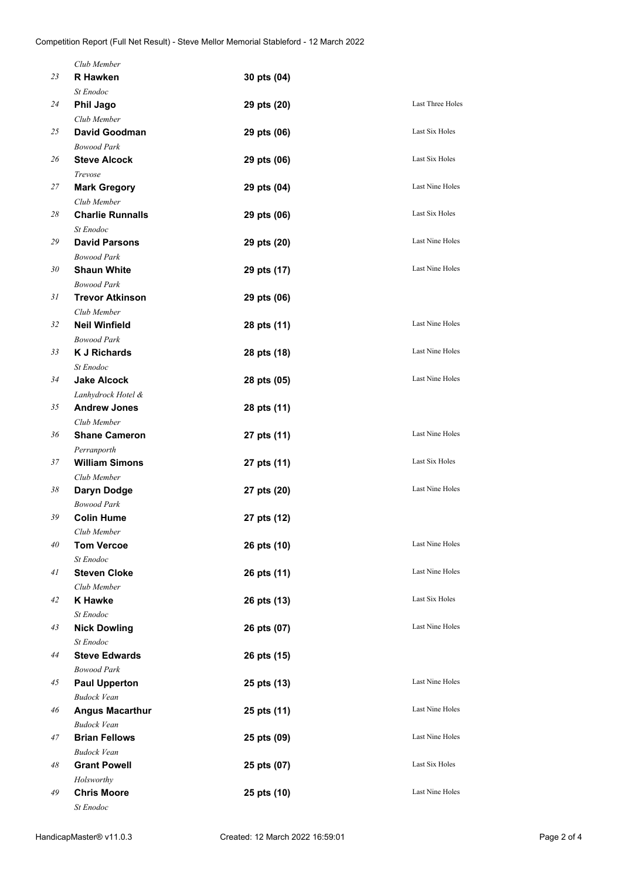*Club Member*

| Pos | Name | Club | Score | Countback |
|---|---|---|---|---|
| 23 | **R Hawken** | *St Enodoc* | **30 pts (04)** | |
| 24 | **Phil Jago** | *Club Member* | **29 pts (20)** | Last Three Holes |
| 25 | **David Goodman** | *Bowood Park* | **29 pts (06)** | Last Six Holes |
| 26 | **Steve Alcock** | *Trevose* | **29 pts (06)** | Last Six Holes |
| 27 | **Mark Gregory** | *Club Member* | **29 pts (04)** | Last Nine Holes |
| 28 | **Charlie Runnalls** | *St Enodoc* | **29 pts (06)** | Last Six Holes |
| 29 | **David Parsons** | *Bowood Park* | **29 pts (20)** | Last Nine Holes |
| 30 | **Shaun White** | *Bowood Park* | **29 pts (17)** | Last Nine Holes |
| 31 | **Trevor Atkinson** | *Club Member* | **29 pts (06)** | |
| 32 | **Neil Winfield** | *Bowood Park* | **28 pts (11)** | Last Nine Holes |
| 33 | **K J Richards** | *St Enodoc* | **28 pts (18)** | Last Nine Holes |
| 34 | **Jake Alcock** | *Lanhydrock Hotel &* | **28 pts (05)** | Last Nine Holes |
| 35 | **Andrew Jones** | *Club Member* | **28 pts (11)** | |
| 36 | **Shane Cameron** | *Perranporth* | **27 pts (11)** | Last Nine Holes |
| 37 | **William Simons** | *Club Member* | **27 pts (11)** | Last Six Holes |
| 38 | **Daryn Dodge** | *Bowood Park* | **27 pts (20)** | Last Nine Holes |
| 39 | **Colin Hume** | *Club Member* | **27 pts (12)** | |
| 40 | **Tom Vercoe** | *St Enodoc* | **26 pts (10)** | Last Nine Holes |
| 41 | **Steven Cloke** | *Club Member* | **26 pts (11)** | Last Nine Holes |
| 42 | **K Hawke** | *St Enodoc* | **26 pts (13)** | Last Six Holes |
| 43 | **Nick Dowling** | *St Enodoc* | **26 pts (07)** | Last Nine Holes |
| 44 | **Steve Edwards** | *Bowood Park* | **26 pts (15)** | |
| 45 | **Paul Upperton** | *Budock Vean* | **25 pts (13)** | Last Nine Holes |
| 46 | **Angus Macarthur** | *Budock Vean* | **25 pts (11)** | Last Nine Holes |
| 47 | **Brian Fellows** | *Budock Vean* | **25 pts (09)** | Last Nine Holes |
| 48 | **Grant Powell** | *Holsworthy* | **25 pts (07)** | Last Six Holes |
| 49 | **Chris Moore** | *St Enodoc* | **25 pts (10)** | Last Nine Holes |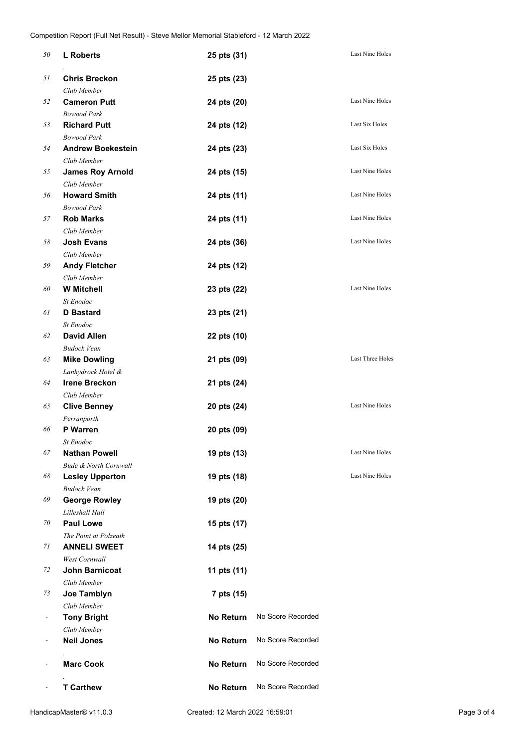Competition Report (Full Net Result) - Steve Mellor Memorial Stableford - 12 March 2022

| Pos | Name / Club | Score | | Countback |
|---|---|---|---|---|
| 50 | **L Roberts**<br>. | **25 pts (31)** | | Last Nine Holes |
| 51 | **Chris Breckon**<br>*Club Member* | **25 pts (23)** | | |
| 52 | **Cameron Putt**<br>*Bowood Park* | **24 pts (20)** | | Last Nine Holes |
| 53 | **Richard Putt**<br>*Bowood Park* | **24 pts (12)** | | Last Six Holes |
| 54 | **Andrew Boekestein**<br>*Club Member* | **24 pts (23)** | | Last Six Holes |
| 55 | **James Roy Arnold**<br>*Club Member* | **24 pts (15)** | | Last Nine Holes |
| 56 | **Howard Smith**<br>*Bowood Park* | **24 pts (11)** | | Last Nine Holes |
| 57 | **Rob Marks**<br>*Club Member* | **24 pts (11)** | | Last Nine Holes |
| 58 | **Josh Evans**<br>*Club Member* | **24 pts (36)** | | Last Nine Holes |
| 59 | **Andy Fletcher**<br>*Club Member* | **24 pts (12)** | | |
| 60 | **W Mitchell**<br>*St Enodoc* | **23 pts (22)** | | Last Nine Holes |
| 61 | **D Bastard**<br>*St Enodoc* | **23 pts (21)** | | |
| 62 | **David Allen**<br>*Budock Vean* | **22 pts (10)** | | |
| 63 | **Mike Dowling**<br>*Lanhydrock Hotel &* | **21 pts (09)** | | Last Three Holes |
| 64 | **Irene Breckon**<br>*Club Member* | **21 pts (24)** | | |
| 65 | **Clive Benney**<br>*Perranporth* | **20 pts (24)** | | Last Nine Holes |
| 66 | **P Warren**<br>*St Enodoc* | **20 pts (09)** | | |
| 67 | **Nathan Powell**<br>*Bude & North Cornwall* | **19 pts (13)** | | Last Nine Holes |
| 68 | **Lesley Upperton**<br>*Budock Vean* | **19 pts (18)** | | Last Nine Holes |
| 69 | **George Rowley**<br>*Lilleshall Hall* | **19 pts (20)** | | |
| 70 | **Paul Lowe**<br>*The Point at Polzeath* | **15 pts (17)** | | |
| 71 | **ANNELI SWEET**<br>*West Cornwall* | **14 pts (25)** | | |
| 72 | **John Barnicoat**<br>*Club Member* | **11 pts (11)** | | |
| 73 | **Joe Tamblyn**<br>*Club Member* | **7 pts (15)** | | |
| - | **Tony Bright**<br>*Club Member* | **No Return** | No Score Recorded | |
| - | **Neil Jones**<br>. | **No Return** | No Score Recorded | |
| - | **Marc Cook**<br>. | **No Return** | No Score Recorded | |
| - | **T Carthew** | **No Return** | No Score Recorded | |

HandicapMaster® v11.0.3 — Created: 12 March 2022 16:59:01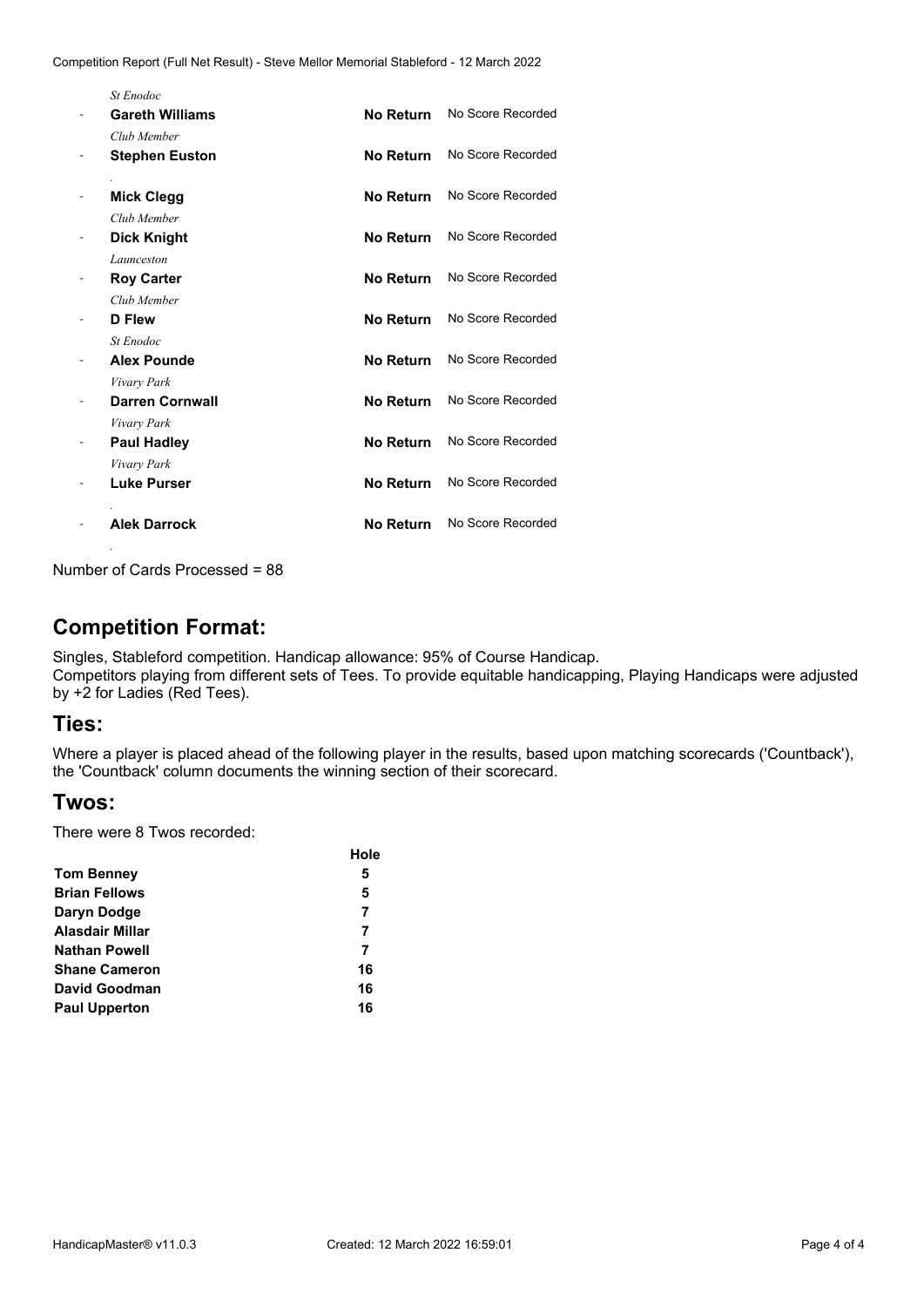*St Enodoc*

| | | | |
|---|---|---|---|
| - | **Gareth Williams**<br>*Club Member* | **No Return** | No Score Recorded |
| - | **Stephen Euston**<br>. | **No Return** | No Score Recorded |
| - | **Mick Clegg**<br>*Club Member* | **No Return** | No Score Recorded |
| - | **Dick Knight**<br>*Launceston* | **No Return** | No Score Recorded |
| - | **Roy Carter**<br>*Club Member* | **No Return** | No Score Recorded |
| - | **D Flew**<br>*St Enodoc* | **No Return** | No Score Recorded |
| - | **Alex Pounde**<br>*Vivary Park* | **No Return** | No Score Recorded |
| - | **Darren Cornwall**<br>*Vivary Park* | **No Return** | No Score Recorded |
| - | **Paul Hadley**<br>*Vivary Park* | **No Return** | No Score Recorded |
| - | **Luke Purser**<br>. | **No Return** | No Score Recorded |
| - | **Alek Darrock**<br>. | **No Return** | No Score Recorded |

Number of Cards Processed = 88

## Competition Format:

Singles, Stableford competition. Handicap allowance: 95% of Course Handicap.
Competitors playing from different sets of Tees. To provide equitable handicapping, Playing Handicaps were adjusted by +2 for Ladies (Red Tees).

## Ties:

Where a player is placed ahead of the following player in the results, based upon matching scorecards ('Countback'), the 'Countback' column documents the winning section of their scorecard.

## Twos:

There were 8 Twos recorded:

| | Hole |
|---|---|
| **Tom Benney** | **5** |
| **Brian Fellows** | **5** |
| **Daryn Dodge** | **7** |
| **Alasdair Millar** | **7** |
| **Nathan Powell** | **7** |
| **Shane Cameron** | **16** |
| **David Goodman** | **16** |
| **Paul Upperton** | **16** |